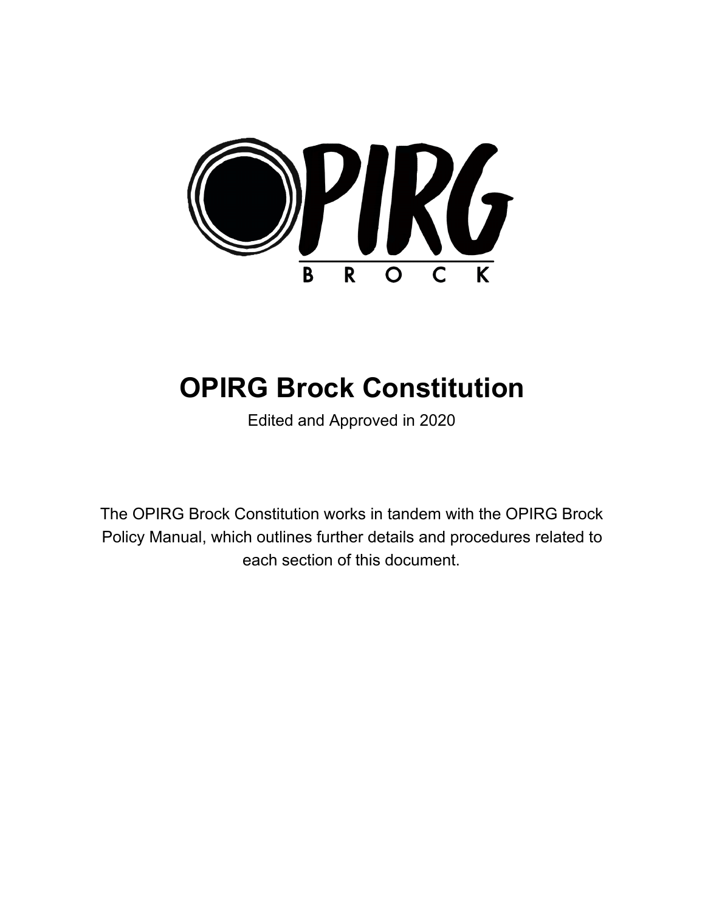# OPIRG Brock Constitution

Edited and Approved in 2020

The OPIRG Brock Constitution works in tandem with the OPIRG Brock Policy Manual, which outlines further details and procedures related to each section of this document.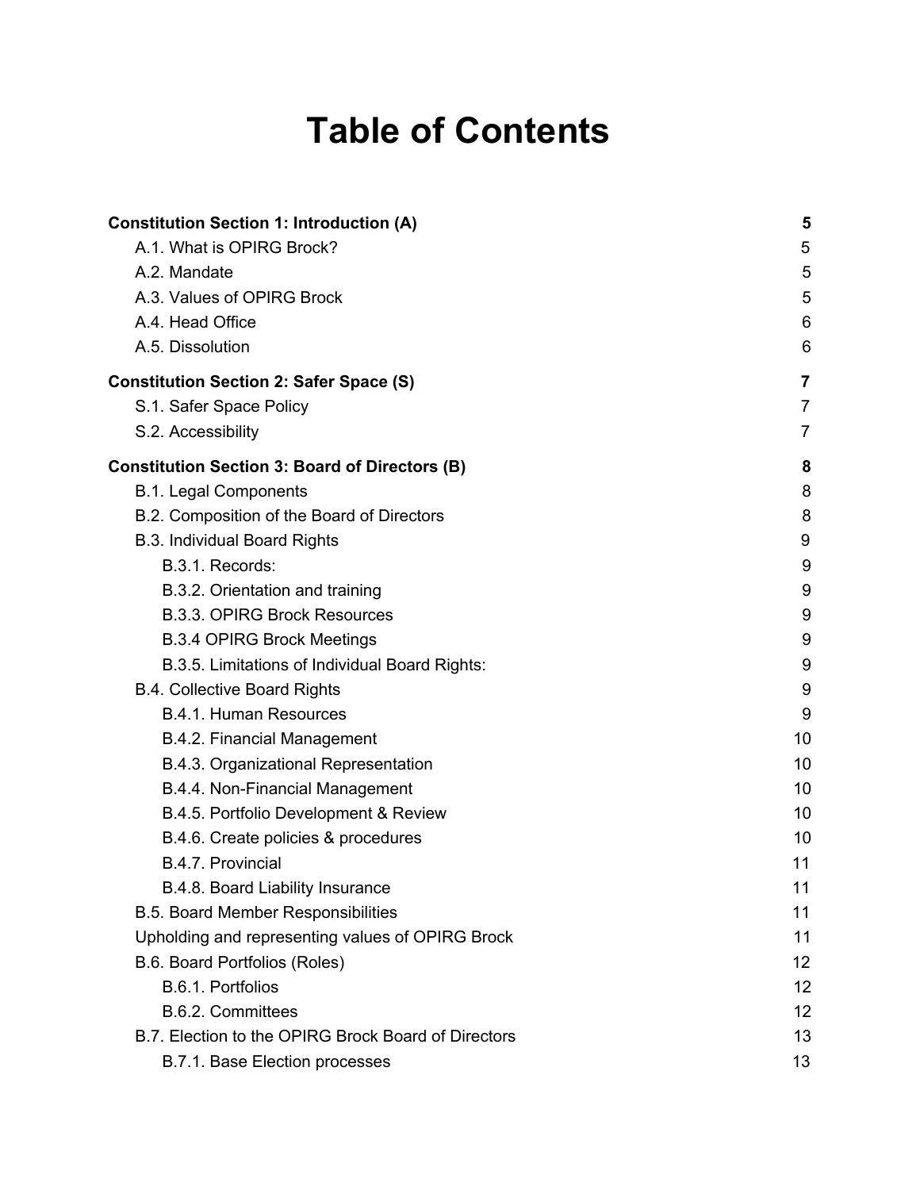# Table of Contents

| | |
|---|---|
| **Constitution Section 1: Introduction (A)** | **5** |
| A.1. What is OPIRG Brock? | 5 |
| A.2. Mandate | 5 |
| A.3. Values of OPIRG Brock | 5 |
| A.4. Head Office | 6 |
| A.5. Dissolution | 6 |
| **Constitution Section 2: Safer Space (S)** | **7** |
| S.1. Safer Space Policy | 7 |
| S.2. Accessibility | 7 |
| **Constitution Section 3: Board of Directors (B)** | **8** |
| B.1. Legal Components | 8 |
| B.2. Composition of the Board of Directors | 8 |
| B.3. Individual Board Rights | 9 |
| B.3.1. Records: | 9 |
| B.3.2. Orientation and training | 9 |
| B.3.3. OPIRG Brock Resources | 9 |
| B.3.4 OPIRG Brock Meetings | 9 |
| B.3.5. Limitations of Individual Board Rights: | 9 |
| B.4. Collective Board Rights | 9 |
| B.4.1. Human Resources | 9 |
| B.4.2. Financial Management | 10 |
| B.4.3. Organizational Representation | 10 |
| B.4.4. Non-Financial Management | 10 |
| B.4.5. Portfolio Development & Review | 10 |
| B.4.6. Create policies & procedures | 10 |
| B.4.7. Provincial | 11 |
| B.4.8. Board Liability Insurance | 11 |
| B.5. Board Member Responsibilities | 11 |
| Upholding and representing values of OPIRG Brock | 11 |
| B.6. Board Portfolios (Roles) | 12 |
| B.6.1. Portfolios | 12 |
| B.6.2. Committees | 12 |
| B.7. Election to the OPIRG Brock Board of Directors | 13 |
| B.7.1. Base Election processes | 13 |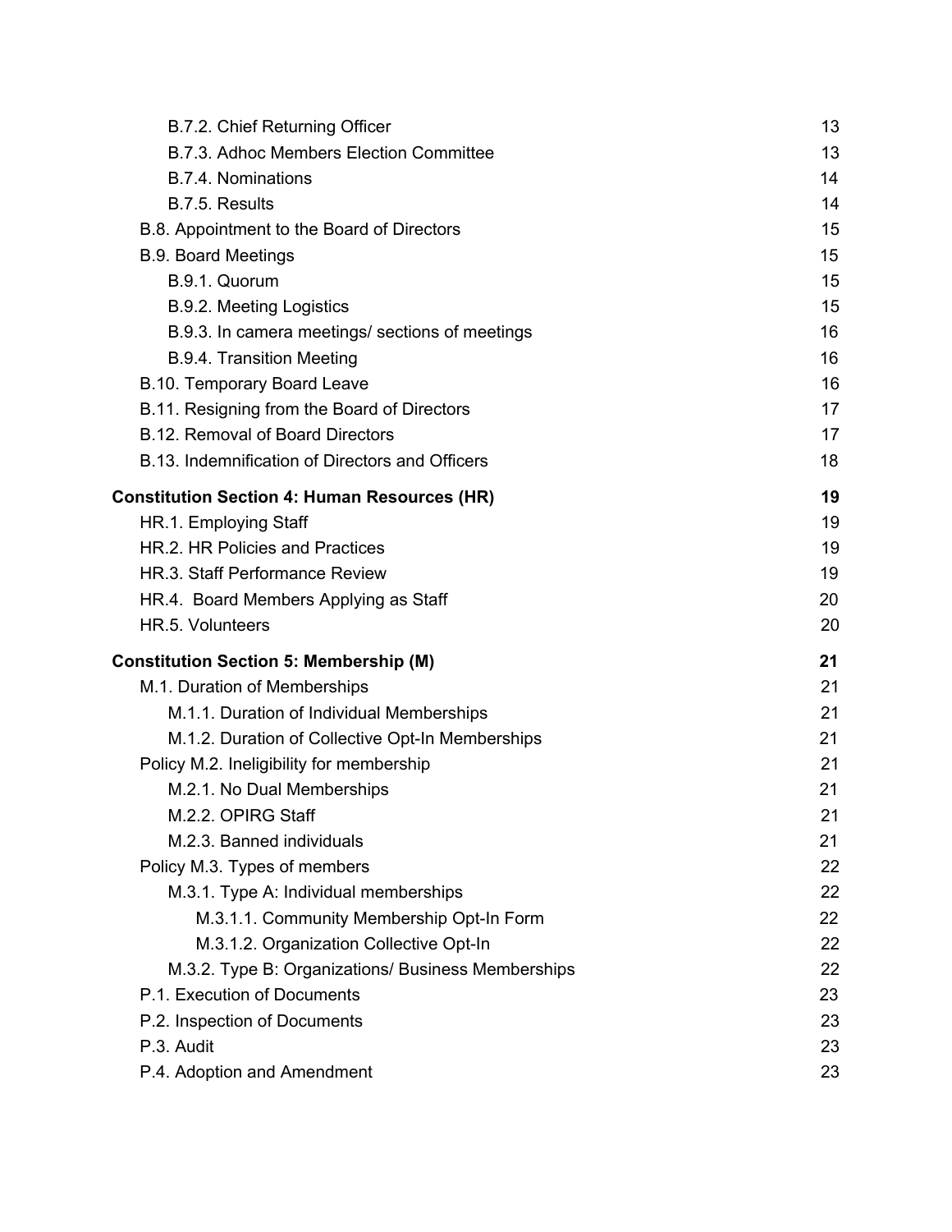B.7.2. Chief Returning Officer 13
B.7.3. Adhoc Members Election Committee 13
B.7.4. Nominations 14
B.7.5. Results 14
B.8. Appointment to the Board of Directors 15
B.9. Board Meetings 15
B.9.1. Quorum 15
B.9.2. Meeting Logistics 15
B.9.3. In camera meetings/ sections of meetings 16
B.9.4. Transition Meeting 16
B.10. Temporary Board Leave 16
B.11. Resigning from the Board of Directors 17
B.12. Removal of Board Directors 17
B.13. Indemnification of Directors and Officers 18

**Constitution Section 4: Human Resources (HR) 19**

HR.1. Employing Staff 19
HR.2. HR Policies and Practices 19
HR.3. Staff Performance Review 19
HR.4. Board Members Applying as Staff 20
HR.5. Volunteers 20

**Constitution Section 5: Membership (M) 21**

M.1. Duration of Memberships 21
M.1.1. Duration of Individual Memberships 21
M.1.2. Duration of Collective Opt-In Memberships 21
Policy M.2. Ineligibility for membership 21
M.2.1. No Dual Memberships 21
M.2.2. OPIRG Staff 21
M.2.3. Banned individuals 21
Policy M.3. Types of members 22
M.3.1. Type A: Individual memberships 22
M.3.1.1. Community Membership Opt-In Form 22
M.3.1.2. Organization Collective Opt-In 22
M.3.2. Type B: Organizations/ Business Memberships 22
P.1. Execution of Documents 23
P.2. Inspection of Documents 23
P.3. Audit 23
P.4. Adoption and Amendment 23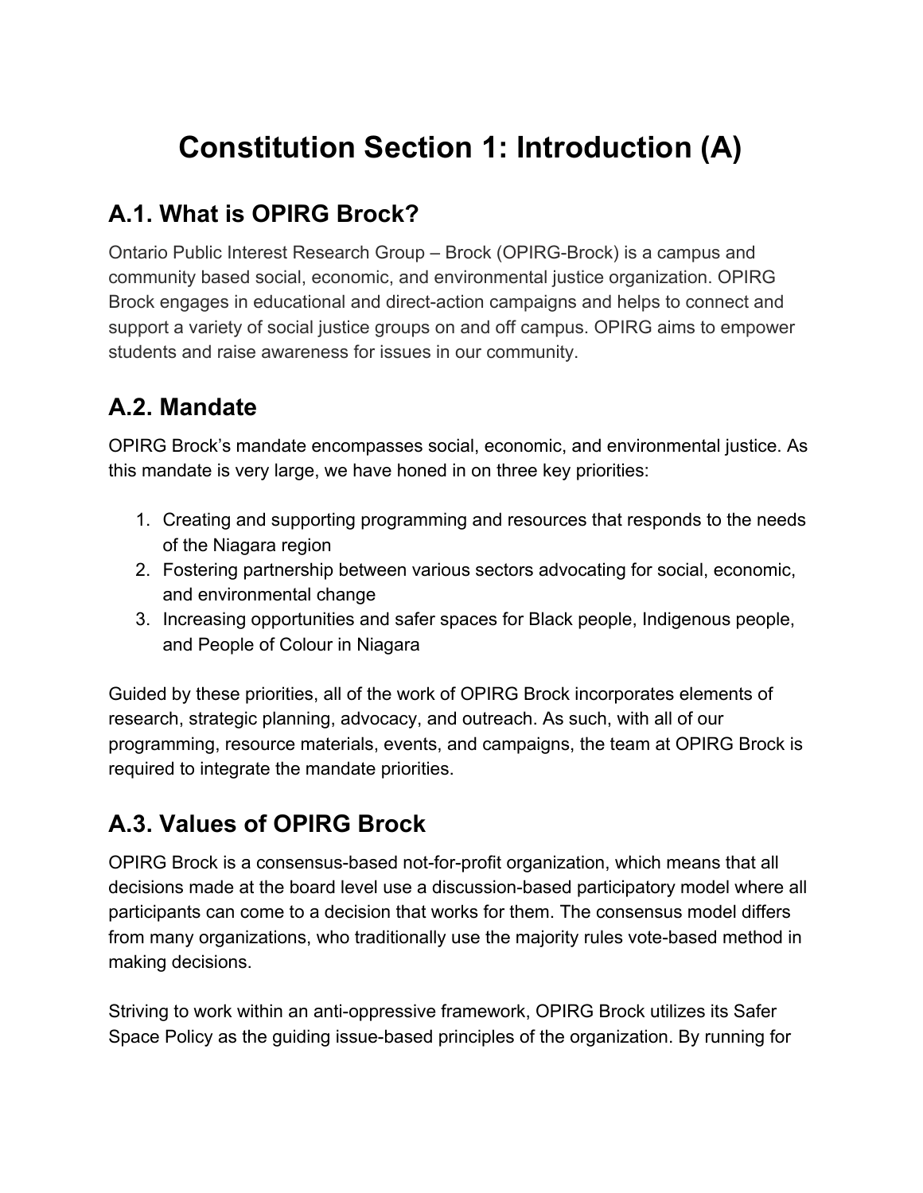# Constitution Section 1: Introduction (A)

## A.1. What is OPIRG Brock?

Ontario Public Interest Research Group – Brock (OPIRG-Brock) is a campus and community based social, economic, and environmental justice organization. OPIRG Brock engages in educational and direct-action campaigns and helps to connect and support a variety of social justice groups on and off campus. OPIRG aims to empower students and raise awareness for issues in our community.

## A.2. Mandate

OPIRG Brock's mandate encompasses social, economic, and environmental justice. As this mandate is very large, we have honed in on three key priorities:

1. Creating and supporting programming and resources that responds to the needs of the Niagara region
2. Fostering partnership between various sectors advocating for social, economic, and environmental change
3. Increasing opportunities and safer spaces for Black people, Indigenous people, and People of Colour in Niagara

Guided by these priorities, all of the work of OPIRG Brock incorporates elements of research, strategic planning, advocacy, and outreach. As such, with all of our programming, resource materials, events, and campaigns, the team at OPIRG Brock is required to integrate the mandate priorities.

## A.3. Values of OPIRG Brock

OPIRG Brock is a consensus-based not-for-profit organization, which means that all decisions made at the board level use a discussion-based participatory model where all participants can come to a decision that works for them. The consensus model differs from many organizations, who traditionally use the majority rules vote-based method in making decisions.

Striving to work within an anti-oppressive framework, OPIRG Brock utilizes its Safer Space Policy as the guiding issue-based principles of the organization. By running for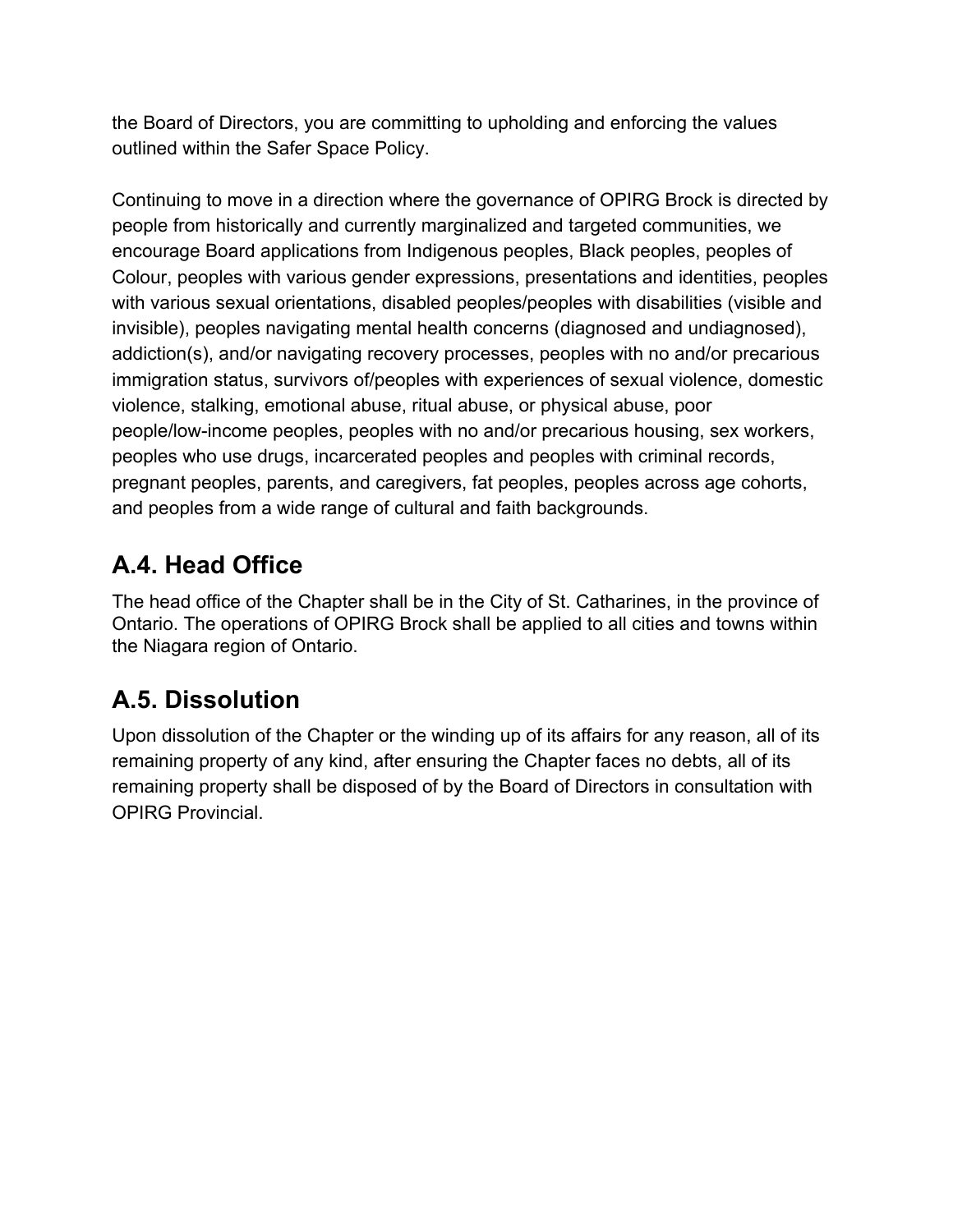the Board of Directors, you are committing to upholding and enforcing the values outlined within the Safer Space Policy.

Continuing to move in a direction where the governance of OPIRG Brock is directed by people from historically and currently marginalized and targeted communities, we encourage Board applications from Indigenous peoples, Black peoples, peoples of Colour, peoples with various gender expressions, presentations and identities, peoples with various sexual orientations, disabled peoples/peoples with disabilities (visible and invisible), peoples navigating mental health concerns (diagnosed and undiagnosed), addiction(s), and/or navigating recovery processes, peoples with no and/or precarious immigration status, survivors of/peoples with experiences of sexual violence, domestic violence, stalking, emotional abuse, ritual abuse, or physical abuse, poor people/low-income peoples, peoples with no and/or precarious housing, sex workers, peoples who use drugs, incarcerated peoples and peoples with criminal records, pregnant peoples, parents, and caregivers, fat peoples, peoples across age cohorts, and peoples from a wide range of cultural and faith backgrounds.

## A.4. Head Office

The head office of the Chapter shall be in the City of St. Catharines, in the province of Ontario. The operations of OPIRG Brock shall be applied to all cities and towns within the Niagara region of Ontario.

## A.5. Dissolution

Upon dissolution of the Chapter or the winding up of its affairs for any reason, all of its remaining property of any kind, after ensuring the Chapter faces no debts, all of its remaining property shall be disposed of by the Board of Directors in consultation with OPIRG Provincial.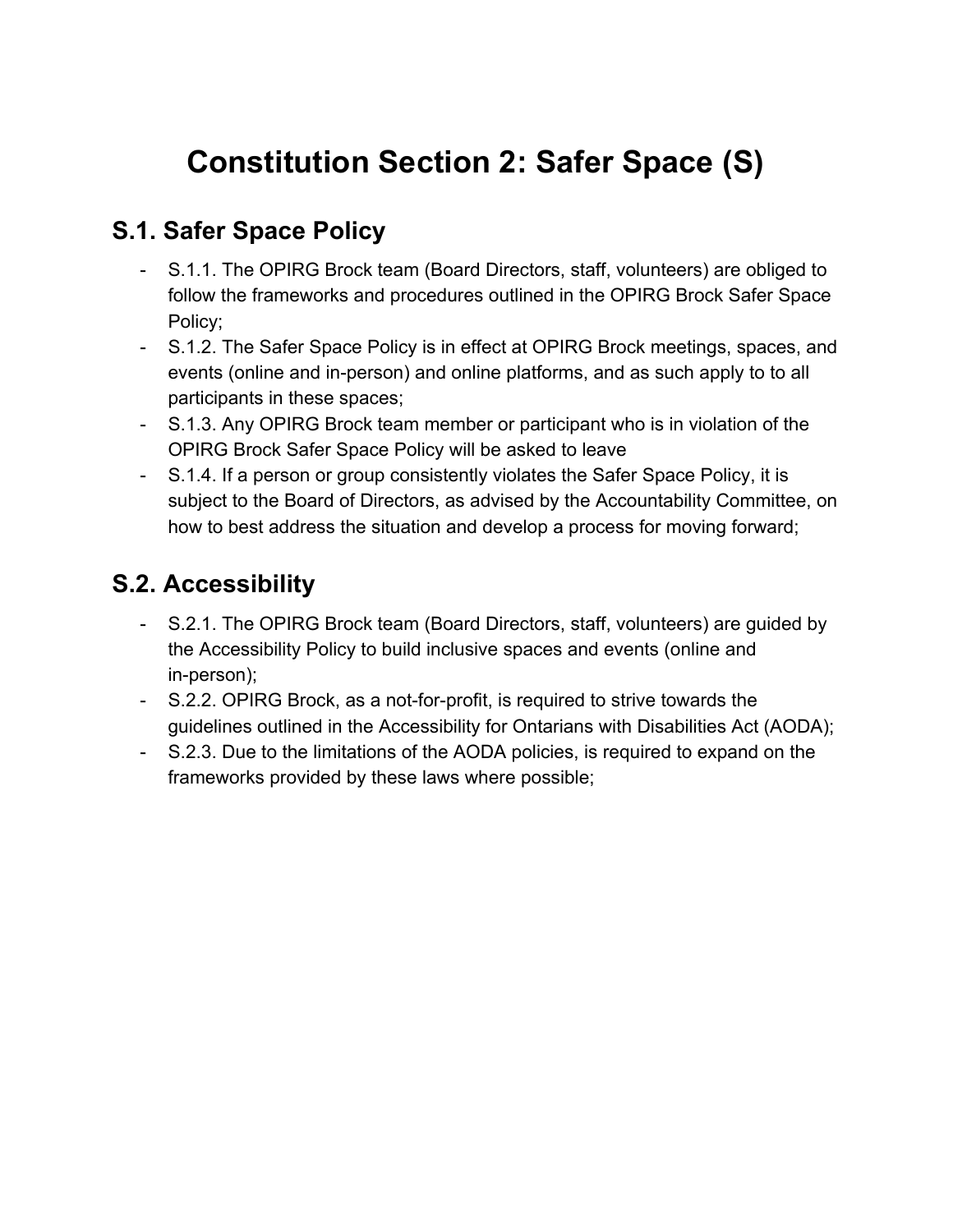# Constitution Section 2: Safer Space (S)

## S.1. Safer Space Policy

- S.1.1. The OPIRG Brock team (Board Directors, staff, volunteers) are obliged to follow the frameworks and procedures outlined in the OPIRG Brock Safer Space Policy;
- S.1.2. The Safer Space Policy is in effect at OPIRG Brock meetings, spaces, and events (online and in-person) and online platforms, and as such apply to to all participants in these spaces;
- S.1.3. Any OPIRG Brock team member or participant who is in violation of the OPIRG Brock Safer Space Policy will be asked to leave
- S.1.4. If a person or group consistently violates the Safer Space Policy, it is subject to the Board of Directors, as advised by the Accountability Committee, on how to best address the situation and develop a process for moving forward;

## S.2. Accessibility

- S.2.1. The OPIRG Brock team (Board Directors, staff, volunteers) are guided by the Accessibility Policy to build inclusive spaces and events (online and in-person);
- S.2.2. OPIRG Brock, as a not-for-profit, is required to strive towards the guidelines outlined in the Accessibility for Ontarians with Disabilities Act (AODA);
- S.2.3. Due to the limitations of the AODA policies, is required to expand on the frameworks provided by these laws where possible;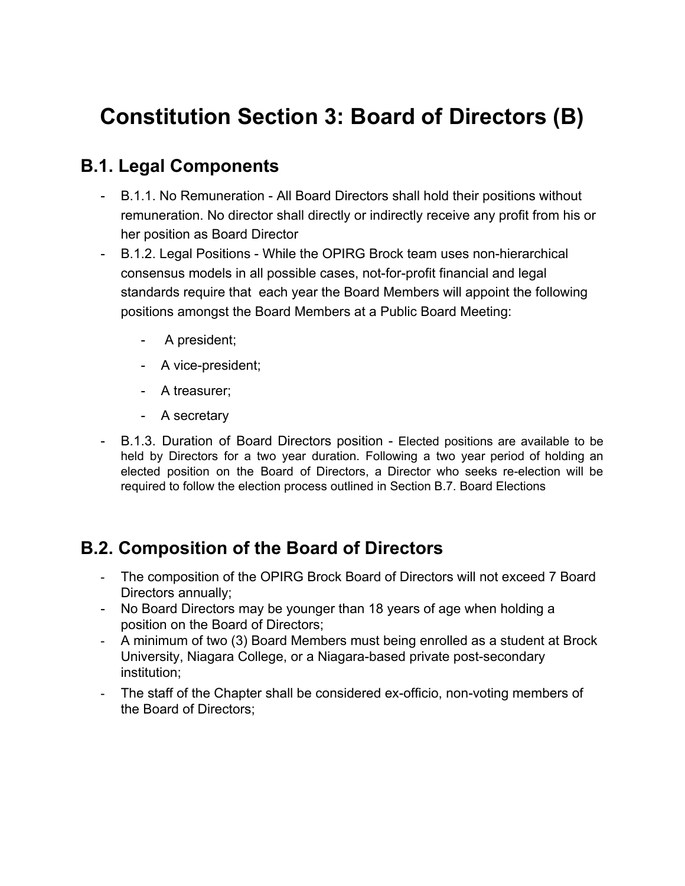# Constitution Section 3: Board of Directors (B)

## B.1. Legal Components

- B.1.1. No Remuneration - All Board Directors shall hold their positions without remuneration. No director shall directly or indirectly receive any profit from his or her position as Board Director
- B.1.2. Legal Positions - While the OPIRG Brock team uses non-hierarchical consensus models in all possible cases, not-for-profit financial and legal standards require that each year the Board Members will appoint the following positions amongst the Board Members at a Public Board Meeting:
    - A president;
    - A vice-president;
    - A treasurer;
    - A secretary
- B.1.3. Duration of Board Directors position - Elected positions are available to be held by Directors for a two year duration. Following a two year period of holding an elected position on the Board of Directors, a Director who seeks re-election will be required to follow the election process outlined in Section B.7. Board Elections

## B.2. Composition of the Board of Directors

- The composition of the OPIRG Brock Board of Directors will not exceed 7 Board Directors annually;
- No Board Directors may be younger than 18 years of age when holding a position on the Board of Directors;
- A minimum of two (3) Board Members must being enrolled as a student at Brock University, Niagara College, or a Niagara-based private post-secondary institution;
- The staff of the Chapter shall be considered ex-officio, non-voting members of the Board of Directors;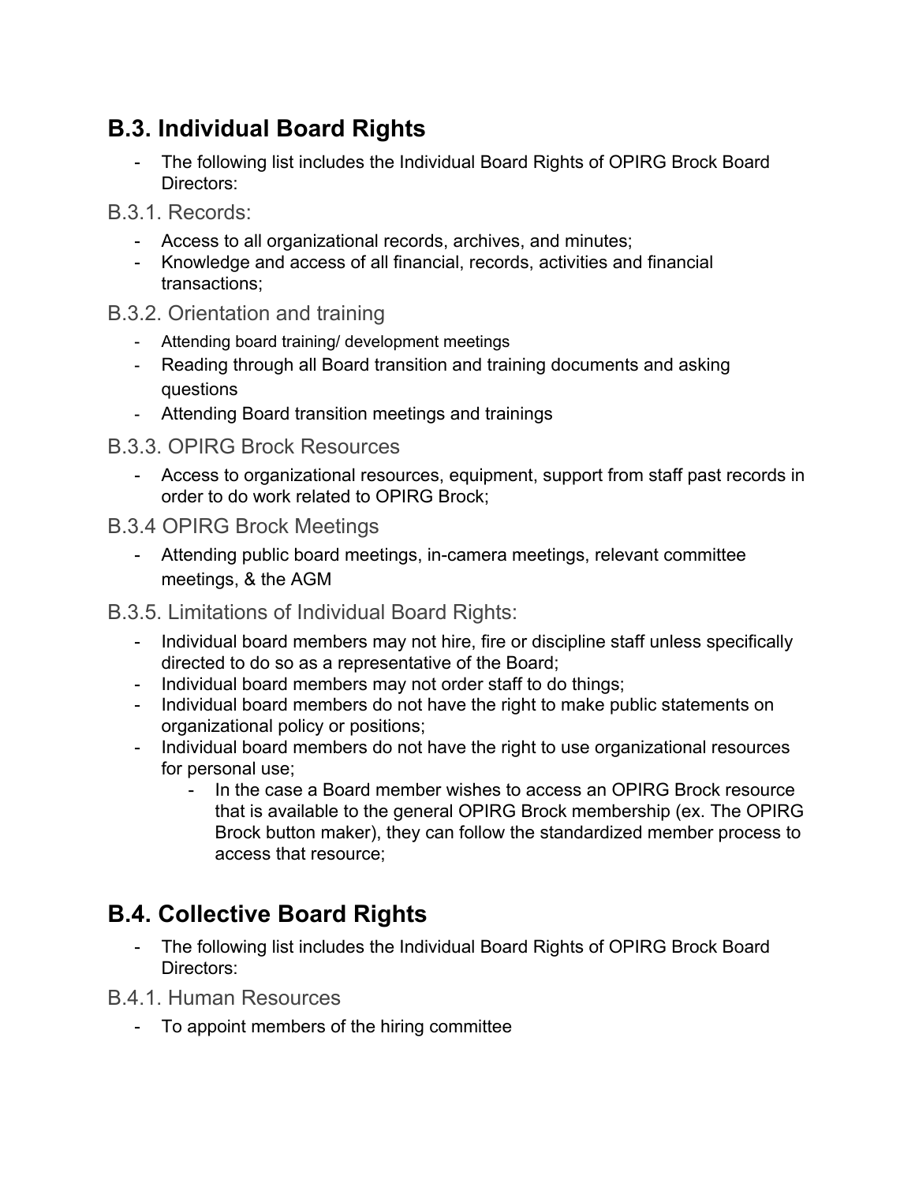## B.3. Individual Board Rights

- The following list includes the Individual Board Rights of OPIRG Brock Board Directors:

### B.3.1. Records:

- Access to all organizational records, archives, and minutes;
- Knowledge and access of all financial, records, activities and financial transactions;

### B.3.2. Orientation and training

- Attending board training/ development meetings
- Reading through all Board transition and training documents and asking questions
- Attending Board transition meetings and trainings

### B.3.3. OPIRG Brock Resources

- Access to organizational resources, equipment, support from staff past records in order to do work related to OPIRG Brock;

### B.3.4 OPIRG Brock Meetings

- Attending public board meetings, in-camera meetings, relevant committee meetings, & the AGM

### B.3.5. Limitations of Individual Board Rights:

- Individual board members may not hire, fire or discipline staff unless specifically directed to do so as a representative of the Board;
- Individual board members may not order staff to do things;
- Individual board members do not have the right to make public statements on organizational policy or positions;
- Individual board members do not have the right to use organizational resources for personal use;
  - In the case a Board member wishes to access an OPIRG Brock resource that is available to the general OPIRG Brock membership (ex. The OPIRG Brock button maker), they can follow the standardized member process to access that resource;

## B.4. Collective Board Rights

- The following list includes the Individual Board Rights of OPIRG Brock Board Directors:

### B.4.1. Human Resources

- To appoint members of the hiring committee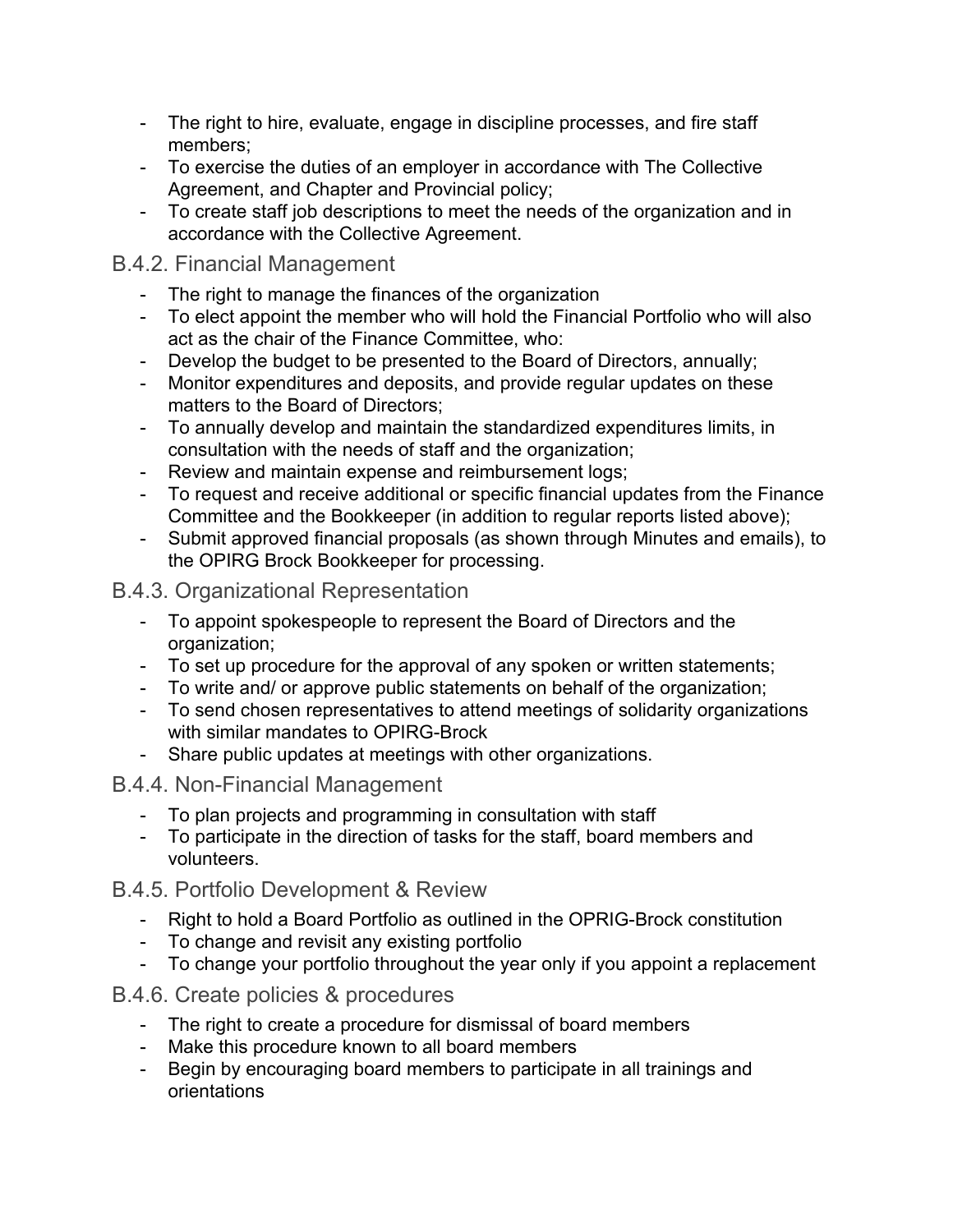- The right to hire, evaluate, engage in discipline processes, and fire staff members;
- To exercise the duties of an employer in accordance with The Collective Agreement, and Chapter and Provincial policy;
- To create staff job descriptions to meet the needs of the organization and in accordance with the Collective Agreement.

### B.4.2. Financial Management

- The right to manage the finances of the organization
- To elect appoint the member who will hold the Financial Portfolio who will also act as the chair of the Finance Committee, who:
- Develop the budget to be presented to the Board of Directors, annually;
- Monitor expenditures and deposits, and provide regular updates on these matters to the Board of Directors;
- To annually develop and maintain the standardized expenditures limits, in consultation with the needs of staff and the organization;
- Review and maintain expense and reimbursement logs;
- To request and receive additional or specific financial updates from the Finance Committee and the Bookkeeper (in addition to regular reports listed above);
- Submit approved financial proposals (as shown through Minutes and emails), to the OPIRG Brock Bookkeeper for processing.

### B.4.3. Organizational Representation

- To appoint spokespeople to represent the Board of Directors and the organization;
- To set up procedure for the approval of any spoken or written statements;
- To write and/ or approve public statements on behalf of the organization;
- To send chosen representatives to attend meetings of solidarity organizations with similar mandates to OPIRG-Brock
- Share public updates at meetings with other organizations.

### B.4.4. Non-Financial Management

- To plan projects and programming in consultation with staff
- To participate in the direction of tasks for the staff, board members and volunteers.

### B.4.5. Portfolio Development & Review

- Right to hold a Board Portfolio as outlined in the OPRIG-Brock constitution
- To change and revisit any existing portfolio
- To change your portfolio throughout the year only if you appoint a replacement

### B.4.6. Create policies & procedures

- The right to create a procedure for dismissal of board members
- Make this procedure known to all board members
- Begin by encouraging board members to participate in all trainings and orientations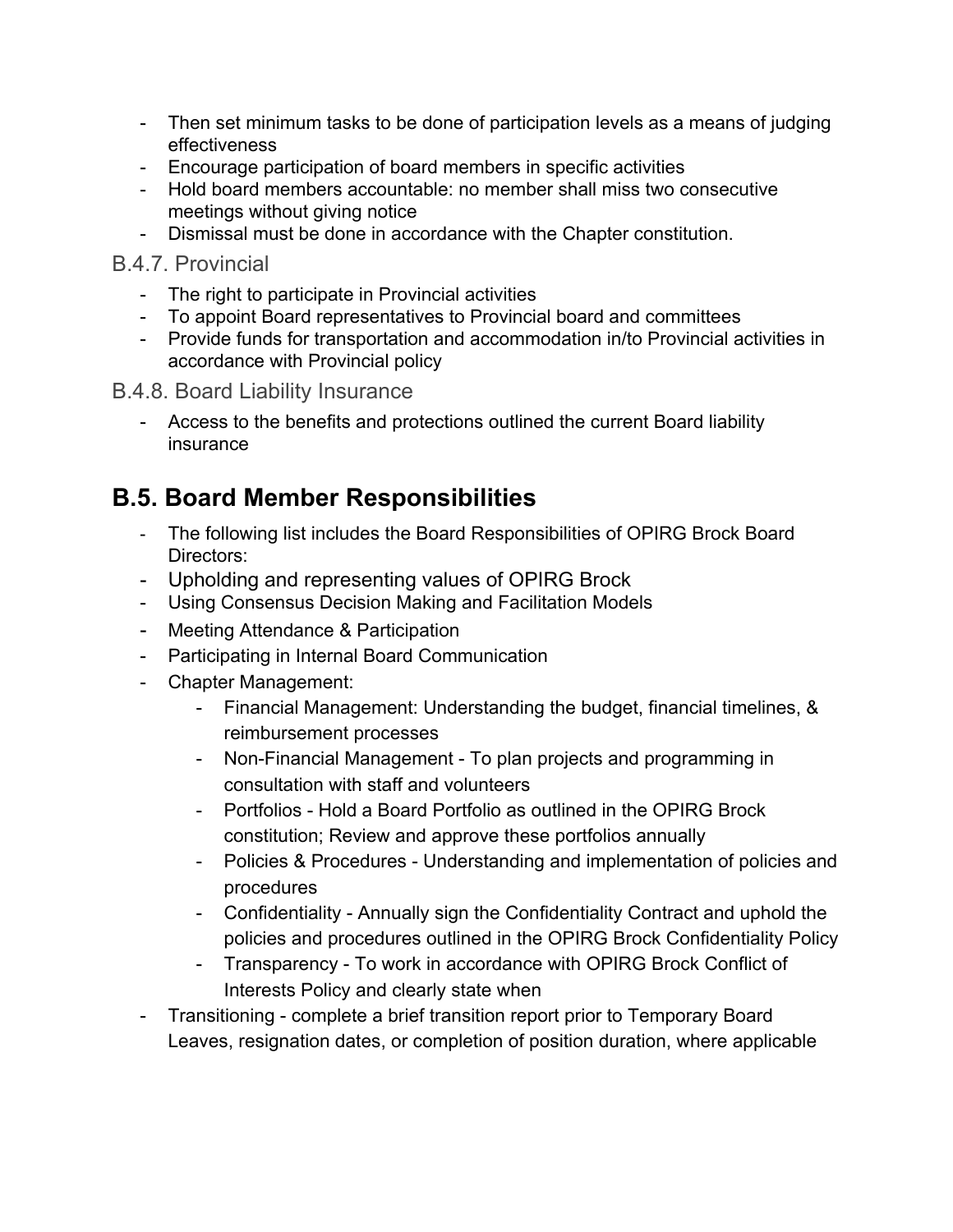- Then set minimum tasks to be done of participation levels as a means of judging effectiveness
- Encourage participation of board members in specific activities
- Hold board members accountable: no member shall miss two consecutive meetings without giving notice
- Dismissal must be done in accordance with the Chapter constitution.

### B.4.7. Provincial

- The right to participate in Provincial activities
- To appoint Board representatives to Provincial board and committees
- Provide funds for transportation and accommodation in/to Provincial activities in accordance with Provincial policy

### B.4.8. Board Liability Insurance

- Access to the benefits and protections outlined the current Board liability insurance

## B.5. Board Member Responsibilities

- The following list includes the Board Responsibilities of OPIRG Brock Board Directors:
- Upholding and representing values of OPIRG Brock
- Using Consensus Decision Making and Facilitation Models
- Meeting Attendance & Participation
- Participating in Internal Board Communication
- Chapter Management:
    - Financial Management: Understanding the budget, financial timelines, & reimbursement processes
    - Non-Financial Management - To plan projects and programming in consultation with staff and volunteers
    - Portfolios - Hold a Board Portfolio as outlined in the OPIRG Brock constitution; Review and approve these portfolios annually
    - Policies & Procedures - Understanding and implementation of policies and procedures
    - Confidentiality - Annually sign the Confidentiality Contract and uphold the policies and procedures outlined in the OPIRG Brock Confidentiality Policy
    - Transparency - To work in accordance with OPIRG Brock Conflict of Interests Policy and clearly state when
- Transitioning - complete a brief transition report prior to Temporary Board Leaves, resignation dates, or completion of position duration, where applicable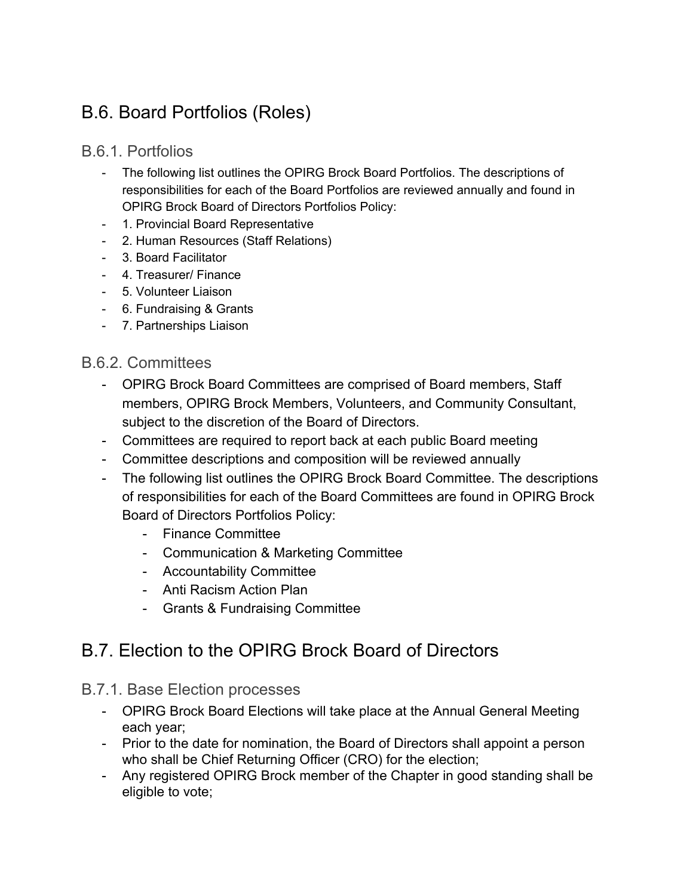## B.6. Board Portfolios (Roles)

### B.6.1. Portfolios

- The following list outlines the OPIRG Brock Board Portfolios. The descriptions of responsibilities for each of the Board Portfolios are reviewed annually and found in OPIRG Brock Board of Directors Portfolios Policy:
- 1. Provincial Board Representative
- 2. Human Resources (Staff Relations)
- 3. Board Facilitator
- 4. Treasurer/ Finance
- 5. Volunteer Liaison
- 6. Fundraising & Grants
- 7. Partnerships Liaison

### B.6.2. Committees

- OPIRG Brock Board Committees are comprised of Board members, Staff members, OPIRG Brock Members, Volunteers, and Community Consultant, subject to the discretion of the Board of Directors.
- Committees are required to report back at each public Board meeting
- Committee descriptions and composition will be reviewed annually
- The following list outlines the OPIRG Brock Board Committee. The descriptions of responsibilities for each of the Board Committees are found in OPIRG Brock Board of Directors Portfolios Policy:
    - Finance Committee
    - Communication & Marketing Committee
    - Accountability Committee
    - Anti Racism Action Plan
    - Grants & Fundraising Committee

## B.7. Election to the OPIRG Brock Board of Directors

### B.7.1. Base Election processes

- OPIRG Brock Board Elections will take place at the Annual General Meeting each year;
- Prior to the date for nomination, the Board of Directors shall appoint a person who shall be Chief Returning Officer (CRO) for the election;
- Any registered OPIRG Brock member of the Chapter in good standing shall be eligible to vote;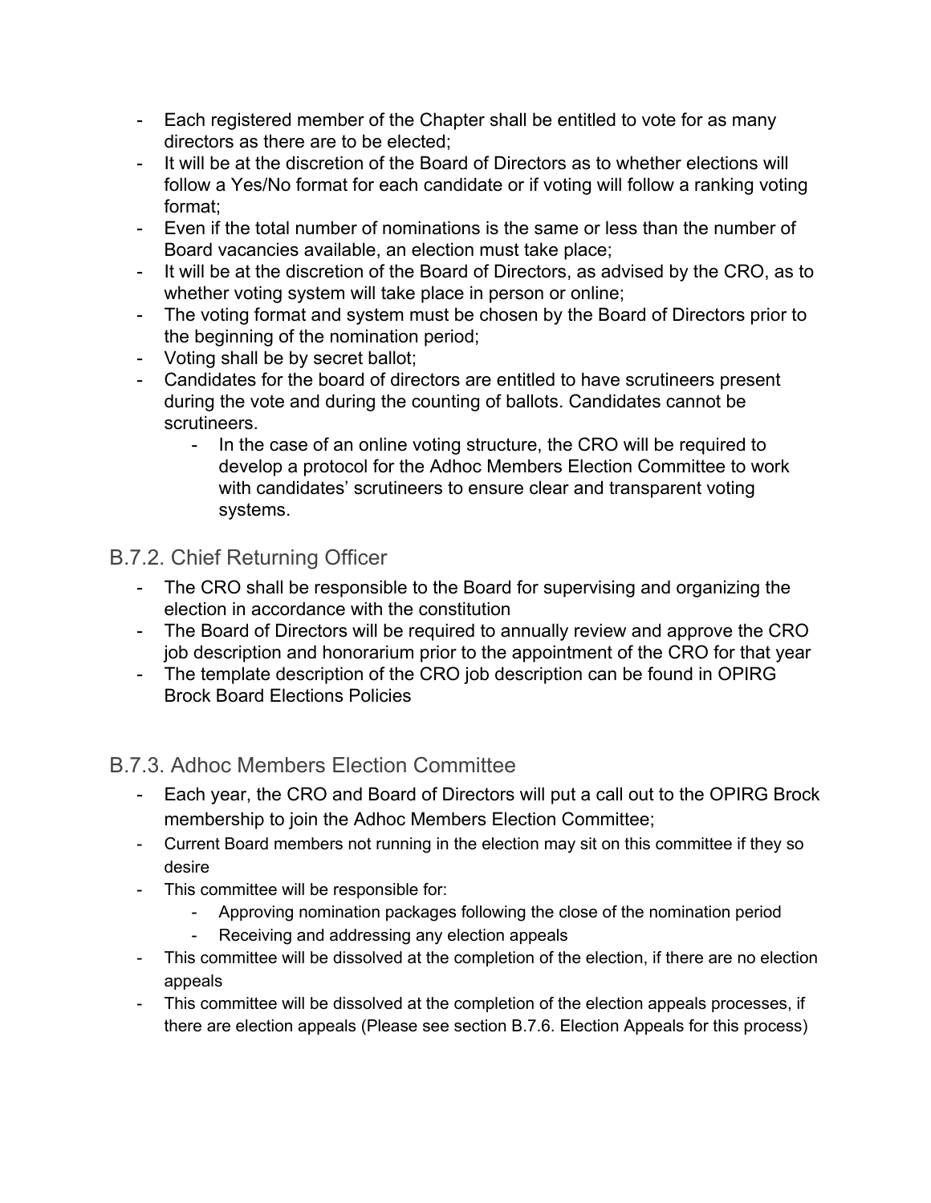- Each registered member of the Chapter shall be entitled to vote for as many directors as there are to be elected;
- It will be at the discretion of the Board of Directors as to whether elections will follow a Yes/No format for each candidate or if voting will follow a ranking voting format;
- Even if the total number of nominations is the same or less than the number of Board vacancies available, an election must take place;
- It will be at the discretion of the Board of Directors, as advised by the CRO, as to whether voting system will take place in person or online;
- The voting format and system must be chosen by the Board of Directors prior to the beginning of the nomination period;
- Voting shall be by secret ballot;
- Candidates for the board of directors are entitled to have scrutineers present during the vote and during the counting of ballots. Candidates cannot be scrutineers.
    - In the case of an online voting structure, the CRO will be required to develop a protocol for the Adhoc Members Election Committee to work with candidates' scrutineers to ensure clear and transparent voting systems.

## B.7.2. Chief Returning Officer

- The CRO shall be responsible to the Board for supervising and organizing the election in accordance with the constitution
- The Board of Directors will be required to annually review and approve the CRO job description and honorarium prior to the appointment of the CRO for that year
- The template description of the CRO job description can be found in OPIRG Brock Board Elections Policies

## B.7.3. Adhoc Members Election Committee

- Each year, the CRO and Board of Directors will put a call out to the OPIRG Brock membership to join the Adhoc Members Election Committee;
- Current Board members not running in the election may sit on this committee if they so desire
- This committee will be responsible for:
    - Approving nomination packages following the close of the nomination period
    - Receiving and addressing any election appeals
- This committee will be dissolved at the completion of the election, if there are no election appeals
- This committee will be dissolved at the completion of the election appeals processes, if there are election appeals (Please see section B.7.6. Election Appeals for this process)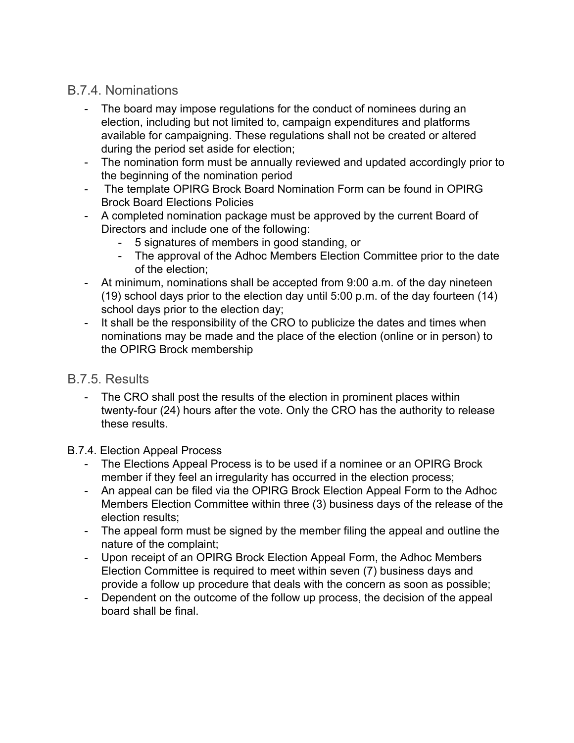## B.7.4. Nominations

- The board may impose regulations for the conduct of nominees during an election, including but not limited to, campaign expenditures and platforms available for campaigning. These regulations shall not be created or altered during the period set aside for election;
- The nomination form must be annually reviewed and updated accordingly prior to the beginning of the nomination period
- The template OPIRG Brock Board Nomination Form can be found in OPIRG Brock Board Elections Policies
- A completed nomination package must be approved by the current Board of Directors and include one of the following:
  - 5 signatures of members in good standing, or
  - The approval of the Adhoc Members Election Committee prior to the date of the election;
- At minimum, nominations shall be accepted from 9:00 a.m. of the day nineteen (19) school days prior to the election day until 5:00 p.m. of the day fourteen (14) school days prior to the election day;
- It shall be the responsibility of the CRO to publicize the dates and times when nominations may be made and the place of the election (online or in person) to the OPIRG Brock membership

## B.7.5. Results

- The CRO shall post the results of the election in prominent places within twenty-four (24) hours after the vote. Only the CRO has the authority to release these results.

B.7.4. Election Appeal Process

- The Elections Appeal Process is to be used if a nominee or an OPIRG Brock member if they feel an irregularity has occurred in the election process;
- An appeal can be filed via the OPIRG Brock Election Appeal Form to the Adhoc Members Election Committee within three (3) business days of the release of the election results;
- The appeal form must be signed by the member filing the appeal and outline the nature of the complaint;
- Upon receipt of an OPIRG Brock Election Appeal Form, the Adhoc Members Election Committee is required to meet within seven (7) business days and provide a follow up procedure that deals with the concern as soon as possible;
- Dependent on the outcome of the follow up process, the decision of the appeal board shall be final.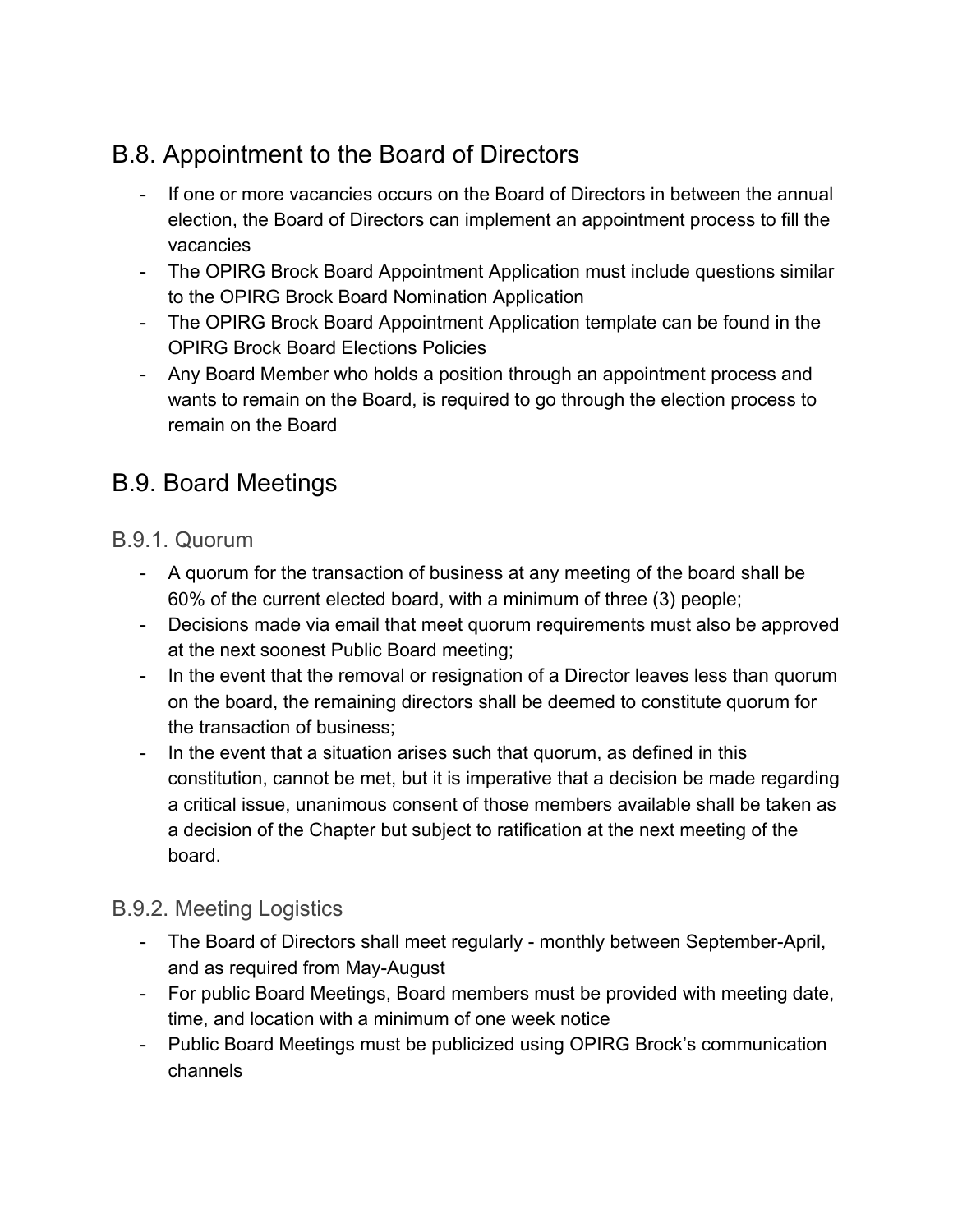## B.8. Appointment to the Board of Directors

- If one or more vacancies occurs on the Board of Directors in between the annual election, the Board of Directors can implement an appointment process to fill the vacancies
- The OPIRG Brock Board Appointment Application must include questions similar to the OPIRG Brock Board Nomination Application
- The OPIRG Brock Board Appointment Application template can be found in the OPIRG Brock Board Elections Policies
- Any Board Member who holds a position through an appointment process and wants to remain on the Board, is required to go through the election process to remain on the Board

## B.9. Board Meetings

### B.9.1. Quorum

- A quorum for the transaction of business at any meeting of the board shall be 60% of the current elected board, with a minimum of three (3) people;
- Decisions made via email that meet quorum requirements must also be approved at the next soonest Public Board meeting;
- In the event that the removal or resignation of a Director leaves less than quorum on the board, the remaining directors shall be deemed to constitute quorum for the transaction of business;
- In the event that a situation arises such that quorum, as defined in this constitution, cannot be met, but it is imperative that a decision be made regarding a critical issue, unanimous consent of those members available shall be taken as a decision of the Chapter but subject to ratification at the next meeting of the board.

### B.9.2. Meeting Logistics

- The Board of Directors shall meet regularly - monthly between September-April, and as required from May-August
- For public Board Meetings, Board members must be provided with meeting date, time, and location with a minimum of one week notice
- Public Board Meetings must be publicized using OPIRG Brock's communication channels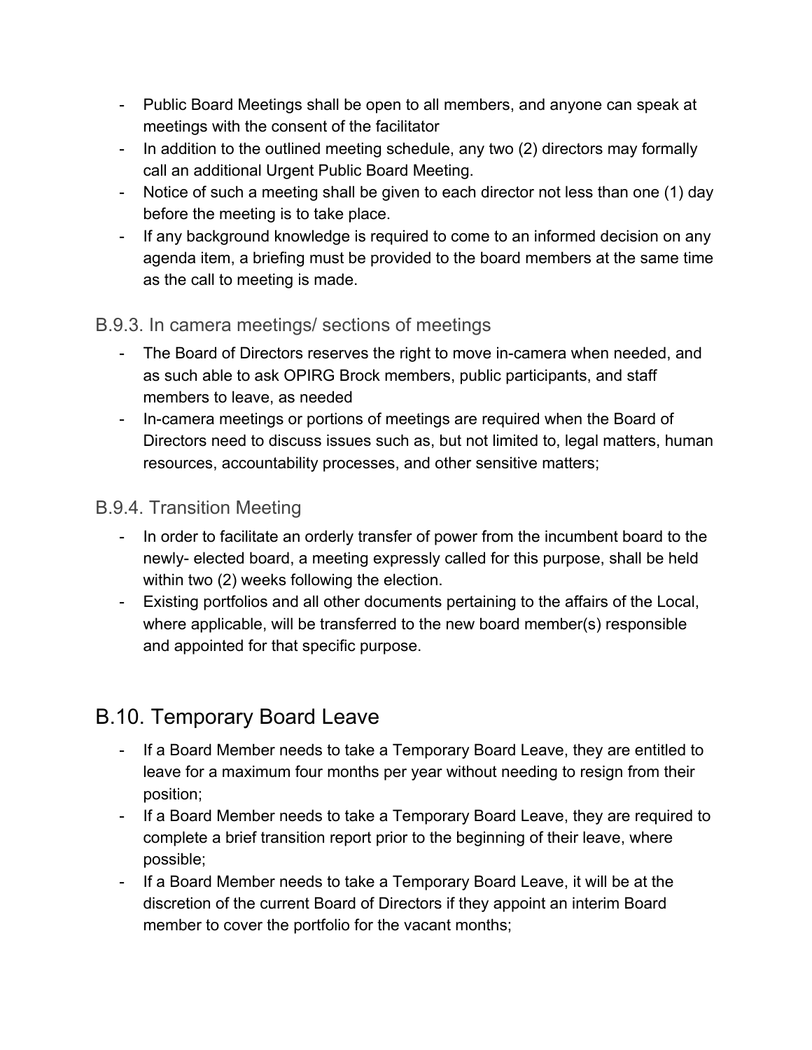- Public Board Meetings shall be open to all members, and anyone can speak at meetings with the consent of the facilitator
- In addition to the outlined meeting schedule, any two (2) directors may formally call an additional Urgent Public Board Meeting.
- Notice of such a meeting shall be given to each director not less than one (1) day before the meeting is to take place.
- If any background knowledge is required to come to an informed decision on any agenda item, a briefing must be provided to the board members at the same time as the call to meeting is made.

### B.9.3. In camera meetings/ sections of meetings

- The Board of Directors reserves the right to move in-camera when needed, and as such able to ask OPIRG Brock members, public participants, and staff members to leave, as needed
- In-camera meetings or portions of meetings are required when the Board of Directors need to discuss issues such as, but not limited to, legal matters, human resources, accountability processes, and other sensitive matters;

### B.9.4. Transition Meeting

- In order to facilitate an orderly transfer of power from the incumbent board to the newly- elected board, a meeting expressly called for this purpose, shall be held within two (2) weeks following the election.
- Existing portfolios and all other documents pertaining to the affairs of the Local, where applicable, will be transferred to the new board member(s) responsible and appointed for that specific purpose.

## B.10. Temporary Board Leave

- If a Board Member needs to take a Temporary Board Leave, they are entitled to leave for a maximum four months per year without needing to resign from their position;
- If a Board Member needs to take a Temporary Board Leave, they are required to complete a brief transition report prior to the beginning of their leave, where possible;
- If a Board Member needs to take a Temporary Board Leave, it will be at the discretion of the current Board of Directors if they appoint an interim Board member to cover the portfolio for the vacant months;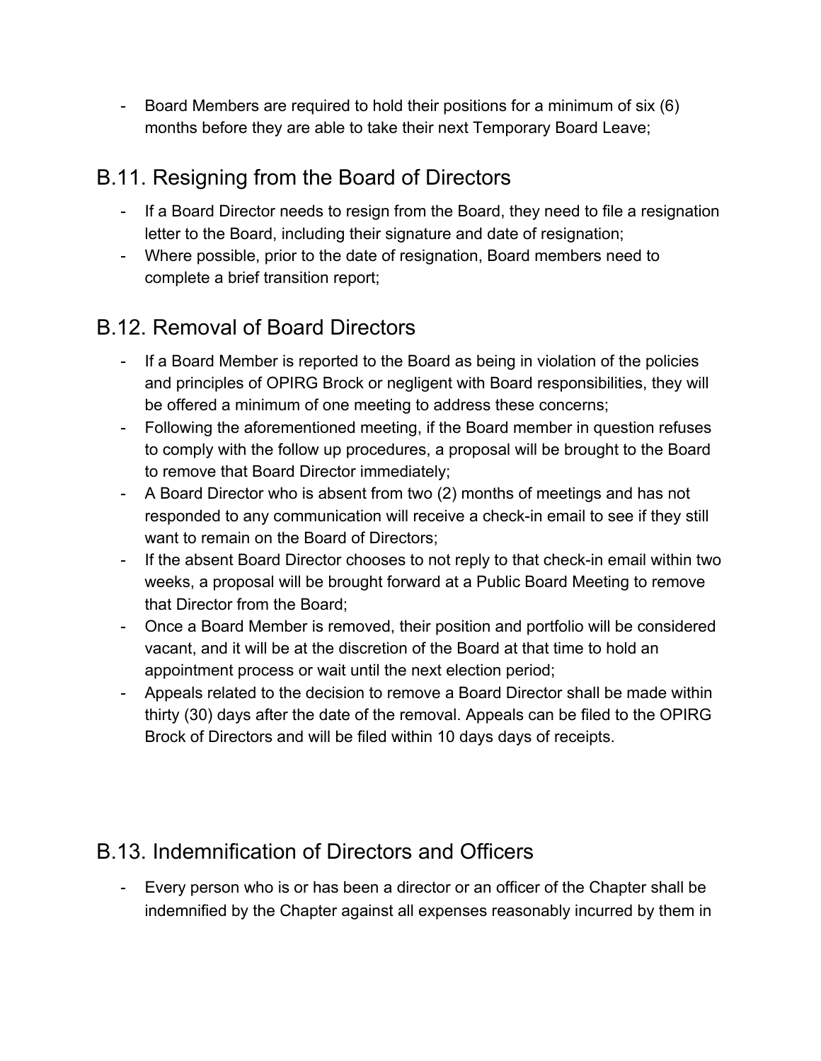- Board Members are required to hold their positions for a minimum of six (6) months before they are able to take their next Temporary Board Leave;

## B.11. Resigning from the Board of Directors

- If a Board Director needs to resign from the Board, they need to file a resignation letter to the Board, including their signature and date of resignation;
- Where possible, prior to the date of resignation, Board members need to complete a brief transition report;

## B.12. Removal of Board Directors

- If a Board Member is reported to the Board as being in violation of the policies and principles of OPIRG Brock or negligent with Board responsibilities, they will be offered a minimum of one meeting to address these concerns;
- Following the aforementioned meeting, if the Board member in question refuses to comply with the follow up procedures, a proposal will be brought to the Board to remove that Board Director immediately;
- A Board Director who is absent from two (2) months of meetings and has not responded to any communication will receive a check-in email to see if they still want to remain on the Board of Directors;
- If the absent Board Director chooses to not reply to that check-in email within two weeks, a proposal will be brought forward at a Public Board Meeting to remove that Director from the Board;
- Once a Board Member is removed, their position and portfolio will be considered vacant, and it will be at the discretion of the Board at that time to hold an appointment process or wait until the next election period;
- Appeals related to the decision to remove a Board Director shall be made within thirty (30) days after the date of the removal. Appeals can be filed to the OPIRG Brock of Directors and will be filed within 10 days days of receipts.

## B.13. Indemnification of Directors and Officers

- Every person who is or has been a director or an officer of the Chapter shall be indemnified by the Chapter against all expenses reasonably incurred by them in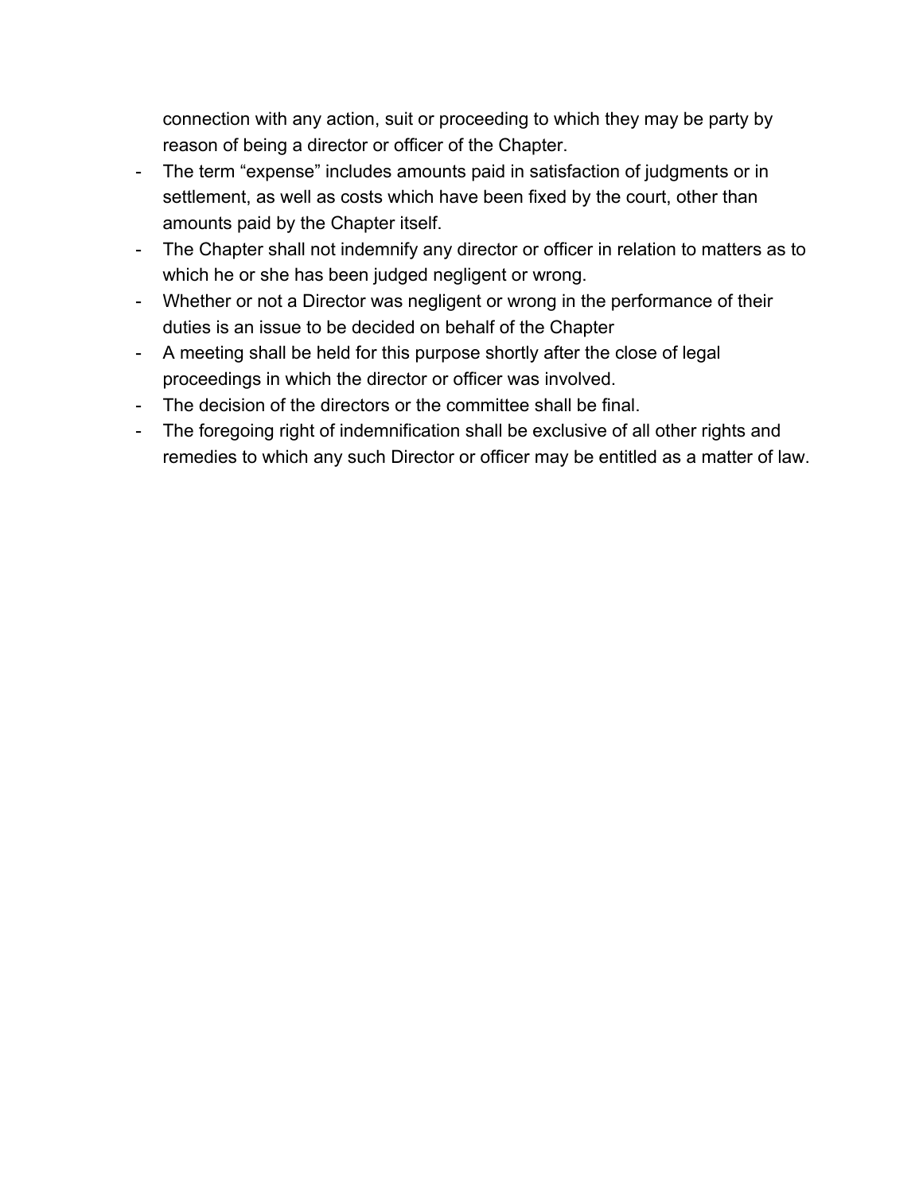connection with any action, suit or proceeding to which they may be party by reason of being a director or officer of the Chapter.

- The term "expense" includes amounts paid in satisfaction of judgments or in settlement, as well as costs which have been fixed by the court, other than amounts paid by the Chapter itself.
- The Chapter shall not indemnify any director or officer in relation to matters as to which he or she has been judged negligent or wrong.
- Whether or not a Director was negligent or wrong in the performance of their duties is an issue to be decided on behalf of the Chapter
- A meeting shall be held for this purpose shortly after the close of legal proceedings in which the director or officer was involved.
- The decision of the directors or the committee shall be final.
- The foregoing right of indemnification shall be exclusive of all other rights and remedies to which any such Director or officer may be entitled as a matter of law.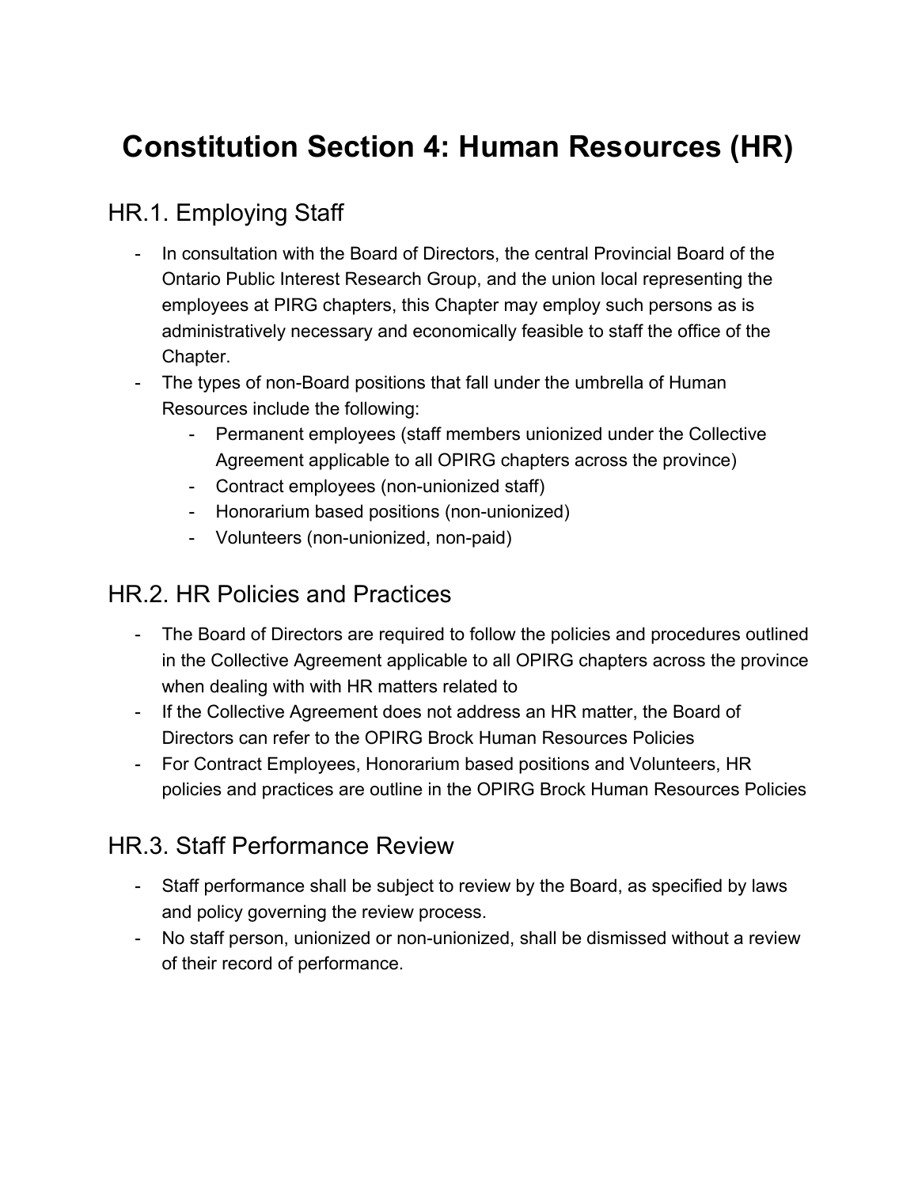# Constitution Section 4: Human Resources (HR)

## HR.1. Employing Staff

- In consultation with the Board of Directors, the central Provincial Board of the Ontario Public Interest Research Group, and the union local representing the employees at PIRG chapters, this Chapter may employ such persons as is administratively necessary and economically feasible to staff the office of the Chapter.
- The types of non-Board positions that fall under the umbrella of Human Resources include the following:
  - Permanent employees (staff members unionized under the Collective Agreement applicable to all OPIRG chapters across the province)
  - Contract employees (non-unionized staff)
  - Honorarium based positions (non-unionized)
  - Volunteers (non-unionized, non-paid)

## HR.2. HR Policies and Practices

- The Board of Directors are required to follow the policies and procedures outlined in the Collective Agreement applicable to all OPIRG chapters across the province when dealing with with HR matters related to
- If the Collective Agreement does not address an HR matter, the Board of Directors can refer to the OPIRG Brock Human Resources Policies
- For Contract Employees, Honorarium based positions and Volunteers, HR policies and practices are outline in the OPIRG Brock Human Resources Policies

## HR.3. Staff Performance Review

- Staff performance shall be subject to review by the Board, as specified by laws and policy governing the review process.
- No staff person, unionized or non-unionized, shall be dismissed without a review of their record of performance.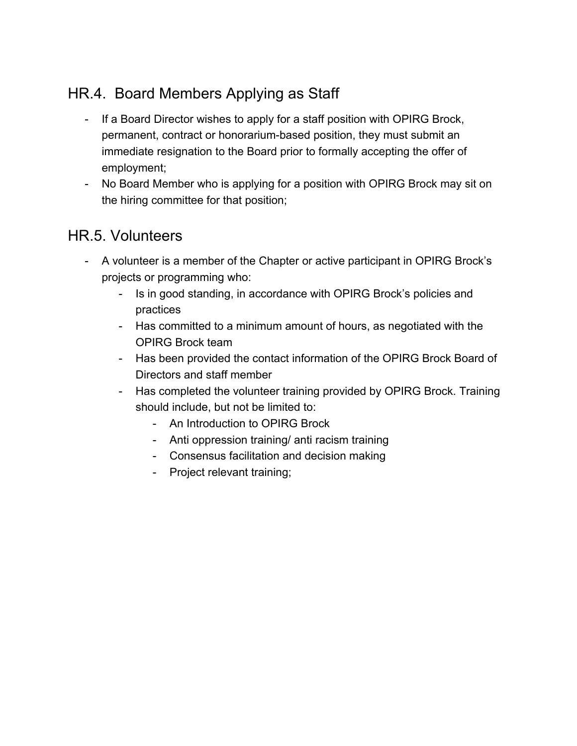## HR.4. Board Members Applying as Staff

- If a Board Director wishes to apply for a staff position with OPIRG Brock, permanent, contract or honorarium-based position, they must submit an immediate resignation to the Board prior to formally accepting the offer of employment;
- No Board Member who is applying for a position with OPIRG Brock may sit on the hiring committee for that position;

## HR.5. Volunteers

- A volunteer is a member of the Chapter or active participant in OPIRG Brock's projects or programming who:
  - Is in good standing, in accordance with OPIRG Brock's policies and practices
  - Has committed to a minimum amount of hours, as negotiated with the OPIRG Brock team
  - Has been provided the contact information of the OPIRG Brock Board of Directors and staff member
  - Has completed the volunteer training provided by OPIRG Brock. Training should include, but not be limited to:
    - An Introduction to OPIRG Brock
    - Anti oppression training/ anti racism training
    - Consensus facilitation and decision making
    - Project relevant training;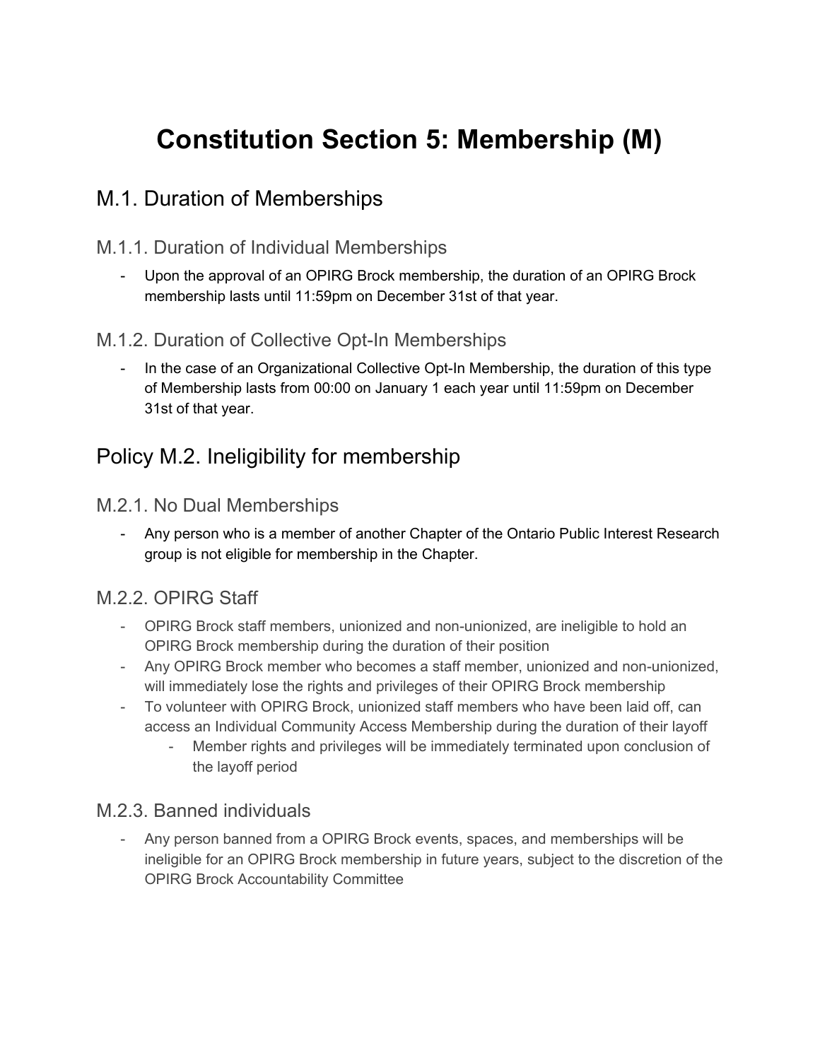# Constitution Section 5: Membership (M)

## M.1. Duration of Memberships

### M.1.1. Duration of Individual Memberships

- Upon the approval of an OPIRG Brock membership, the duration of an OPIRG Brock membership lasts until 11:59pm on December 31st of that year.

### M.1.2. Duration of Collective Opt-In Memberships

- In the case of an Organizational Collective Opt-In Membership, the duration of this type of Membership lasts from 00:00 on January 1 each year until 11:59pm on December 31st of that year.

## Policy M.2. Ineligibility for membership

### M.2.1. No Dual Memberships

- Any person who is a member of another Chapter of the Ontario Public Interest Research group is not eligible for membership in the Chapter.

### M.2.2. OPIRG Staff

- OPIRG Brock staff members, unionized and non-unionized, are ineligible to hold an OPIRG Brock membership during the duration of their position
- Any OPIRG Brock member who becomes a staff member, unionized and non-unionized, will immediately lose the rights and privileges of their OPIRG Brock membership
- To volunteer with OPIRG Brock, unionized staff members who have been laid off, can access an Individual Community Access Membership during the duration of their layoff
    - Member rights and privileges will be immediately terminated upon conclusion of the layoff period

### M.2.3. Banned individuals

- Any person banned from a OPIRG Brock events, spaces, and memberships will be ineligible for an OPIRG Brock membership in future years, subject to the discretion of the OPIRG Brock Accountability Committee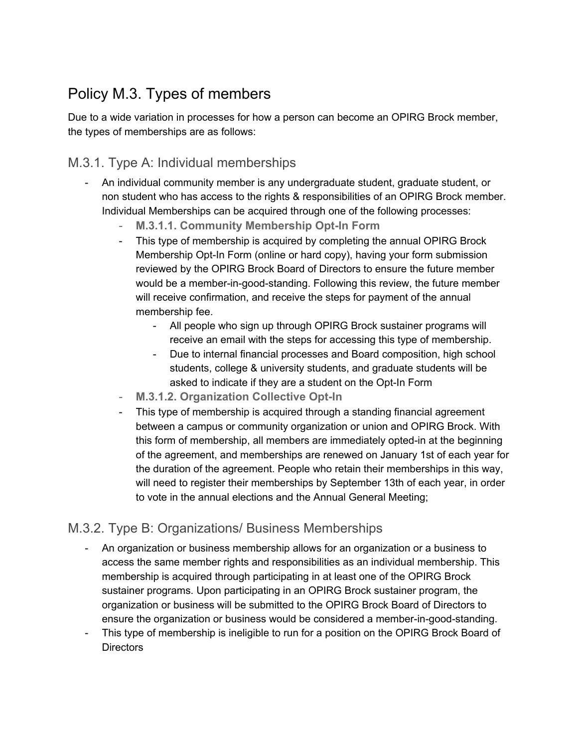# Policy M.3. Types of members

Due to a wide variation in processes for how a person can become an OPIRG Brock member, the types of memberships are as follows:

## M.3.1. Type A: Individual memberships

- An individual community member is any undergraduate student, graduate student, or non student who has access to the rights & responsibilities of an OPIRG Brock member. Individual Memberships can be acquired through one of the following processes:
    - **M.3.1.1. Community Membership Opt-In Form**
    - This type of membership is acquired by completing the annual OPIRG Brock Membership Opt-In Form (online or hard copy), having your form submission reviewed by the OPIRG Brock Board of Directors to ensure the future member would be a member-in-good-standing. Following this review, the future member will receive confirmation, and receive the steps for payment of the annual membership fee.
        - All people who sign up through OPIRG Brock sustainer programs will receive an email with the steps for accessing this type of membership.
        - Due to internal financial processes and Board composition, high school students, college & university students, and graduate students will be asked to indicate if they are a student on the Opt-In Form
    - **M.3.1.2. Organization Collective Opt-In**
    - This type of membership is acquired through a standing financial agreement between a campus or community organization or union and OPIRG Brock. With this form of membership, all members are immediately opted-in at the beginning of the agreement, and memberships are renewed on January 1st of each year for the duration of the agreement. People who retain their memberships in this way, will need to register their memberships by September 13th of each year, in order to vote in the annual elections and the Annual General Meeting;

## M.3.2. Type B: Organizations/ Business Memberships

- An organization or business membership allows for an organization or a business to access the same member rights and responsibilities as an individual membership. This membership is acquired through participating in at least one of the OPIRG Brock sustainer programs. Upon participating in an OPIRG Brock sustainer program, the organization or business will be submitted to the OPIRG Brock Board of Directors to ensure the organization or business would be considered a member-in-good-standing.
- This type of membership is ineligible to run for a position on the OPIRG Brock Board of Directors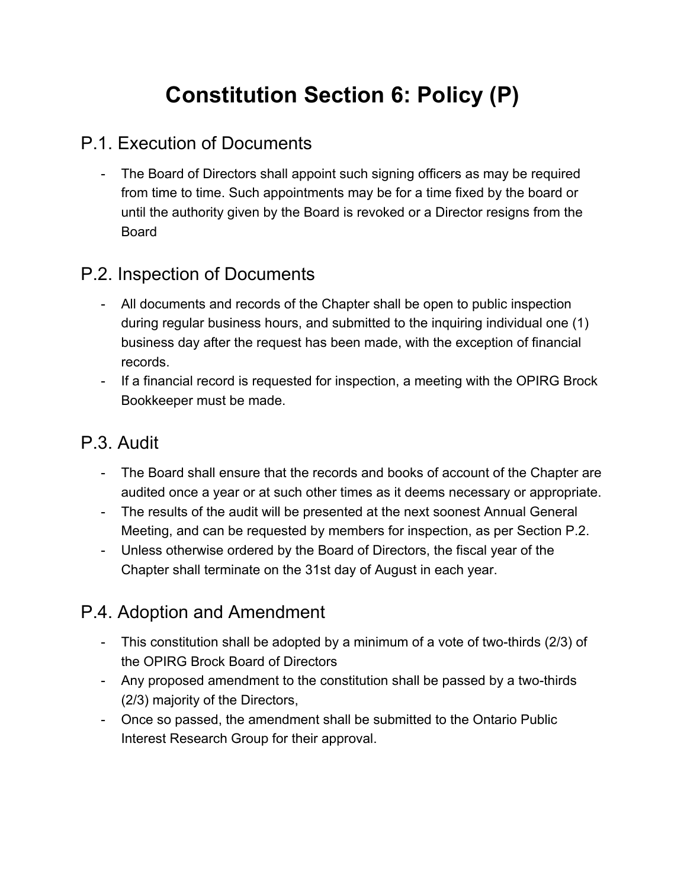# Constitution Section 6: Policy (P)

## P.1. Execution of Documents

- The Board of Directors shall appoint such signing officers as may be required from time to time. Such appointments may be for a time fixed by the board or until the authority given by the Board is revoked or a Director resigns from the Board

## P.2. Inspection of Documents

- All documents and records of the Chapter shall be open to public inspection during regular business hours, and submitted to the inquiring individual one (1) business day after the request has been made, with the exception of financial records.
- If a financial record is requested for inspection, a meeting with the OPIRG Brock Bookkeeper must be made.

## P.3. Audit

- The Board shall ensure that the records and books of account of the Chapter are audited once a year or at such other times as it deems necessary or appropriate.
- The results of the audit will be presented at the next soonest Annual General Meeting, and can be requested by members for inspection, as per Section P.2.
- Unless otherwise ordered by the Board of Directors, the fiscal year of the Chapter shall terminate on the 31st day of August in each year.

## P.4. Adoption and Amendment

- This constitution shall be adopted by a minimum of a vote of two-thirds (2/3) of the OPIRG Brock Board of Directors
- Any proposed amendment to the constitution shall be passed by a two-thirds (2/3) majority of the Directors,
- Once so passed, the amendment shall be submitted to the Ontario Public Interest Research Group for their approval.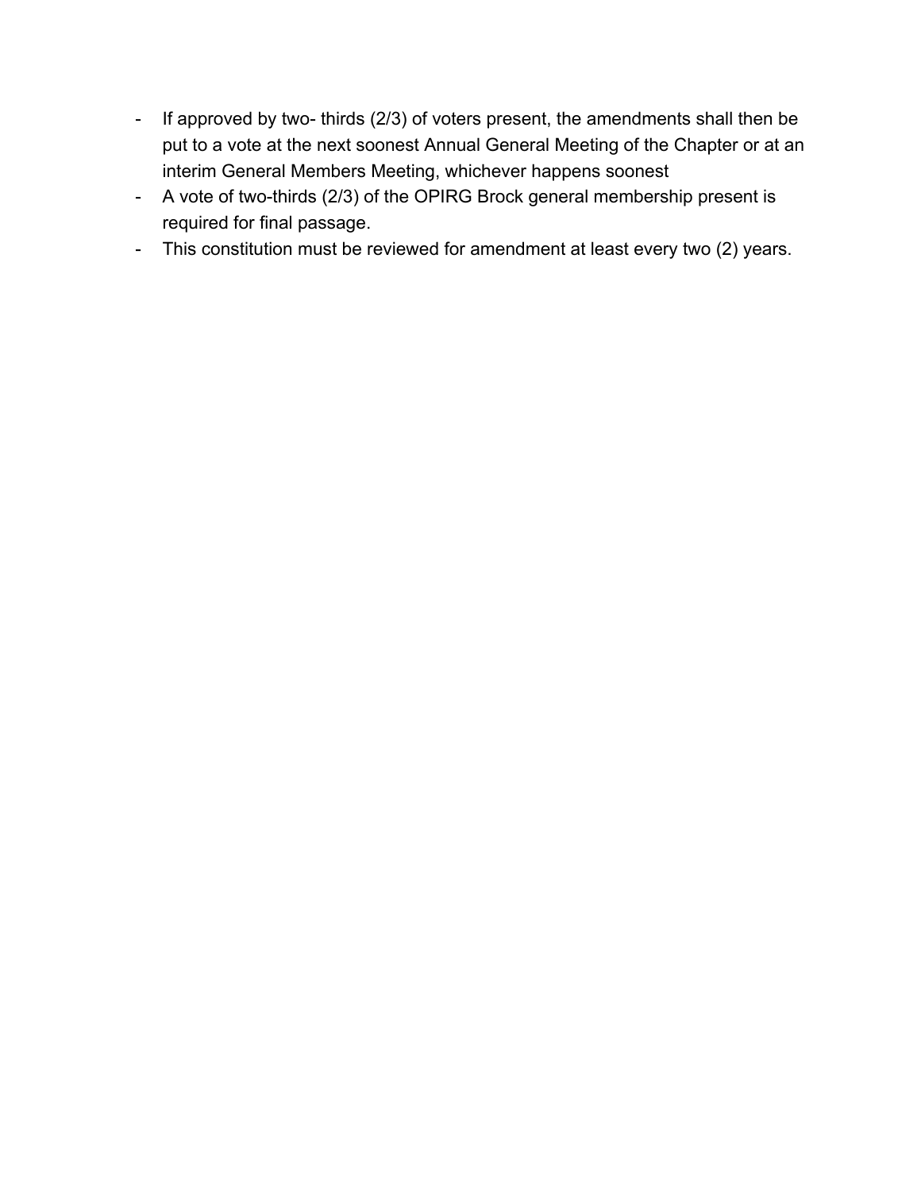- If approved by two- thirds (2/3) of voters present, the amendments shall then be put to a vote at the next soonest Annual General Meeting of the Chapter or at an interim General Members Meeting, whichever happens soonest
- A vote of two-thirds (2/3) of the OPIRG Brock general membership present is required for final passage.
- This constitution must be reviewed for amendment at least every two (2) years.